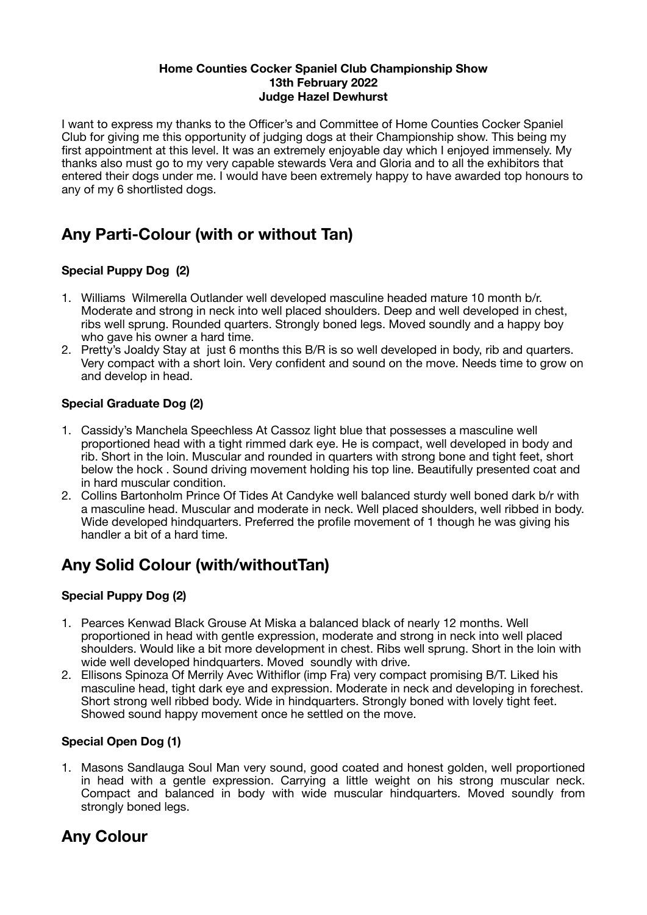**Home Counties Cocker Spaniel Club Championship Show**
**13th February 2022**
**Judge Hazel Dewhurst**

I want to express my thanks to the Officer's and Committee of Home Counties Cocker Spaniel Club for giving me this opportunity of judging dogs at their Championship show. This being my first appointment at this level. It was an extremely enjoyable day which I enjoyed immensely. My thanks also must go to my very capable stewards Vera and Gloria and to all the exhibitors that entered their dogs under me. I would have been extremely happy to have awarded top honours to any of my 6 shortlisted dogs.

## Any Parti-Colour (with or without Tan)

### Special Puppy Dog (2)

1. Williams Wilmerella Outlander well developed masculine headed mature 10 month b/r. Moderate and strong in neck into well placed shoulders. Deep and well developed in chest, ribs well sprung. Rounded quarters. Strongly boned legs. Moved soundly and a happy boy who gave his owner a hard time.
2. Pretty's Joaldy Stay at just 6 months this B/R is so well developed in body, rib and quarters. Very compact with a short loin. Very confident and sound on the move. Needs time to grow on and develop in head.

### Special Graduate Dog (2)

1. Cassidy's Manchela Speechless At Cassoz light blue that possesses a masculine well proportioned head with a tight rimmed dark eye. He is compact, well developed in body and rib. Short in the loin. Muscular and rounded in quarters with strong bone and tight feet, short below the hock . Sound driving movement holding his top line. Beautifully presented coat and in hard muscular condition.
2. Collins Bartonholm Prince Of Tides At Candyke well balanced sturdy well boned dark b/r with a masculine head. Muscular and moderate in neck. Well placed shoulders, well ribbed in body. Wide developed hindquarters. Preferred the profile movement of 1 though he was giving his handler a bit of a hard time.

## Any Solid Colour (with/withoutTan)

### Special Puppy Dog (2)

1. Pearces Kenwad Black Grouse At Miska a balanced black of nearly 12 months. Well proportioned in head with gentle expression, moderate and strong in neck into well placed shoulders. Would like a bit more development in chest. Ribs well sprung. Short in the loin with wide well developed hindquarters. Moved soundly with drive.
2. Ellisons Spinoza Of Merrily Avec Withiflor (imp Fra) very compact promising B/T. Liked his masculine head, tight dark eye and expression. Moderate in neck and developing in forechest. Short strong well ribbed body. Wide in hindquarters. Strongly boned with lovely tight feet. Showed sound happy movement once he settled on the move.

### Special Open Dog (1)

1. Masons Sandlauga Soul Man very sound, good coated and honest golden, well proportioned in head with a gentle expression. Carrying a little weight on his strong muscular neck. Compact and balanced in body with wide muscular hindquarters. Moved soundly from strongly boned legs.

## Any Colour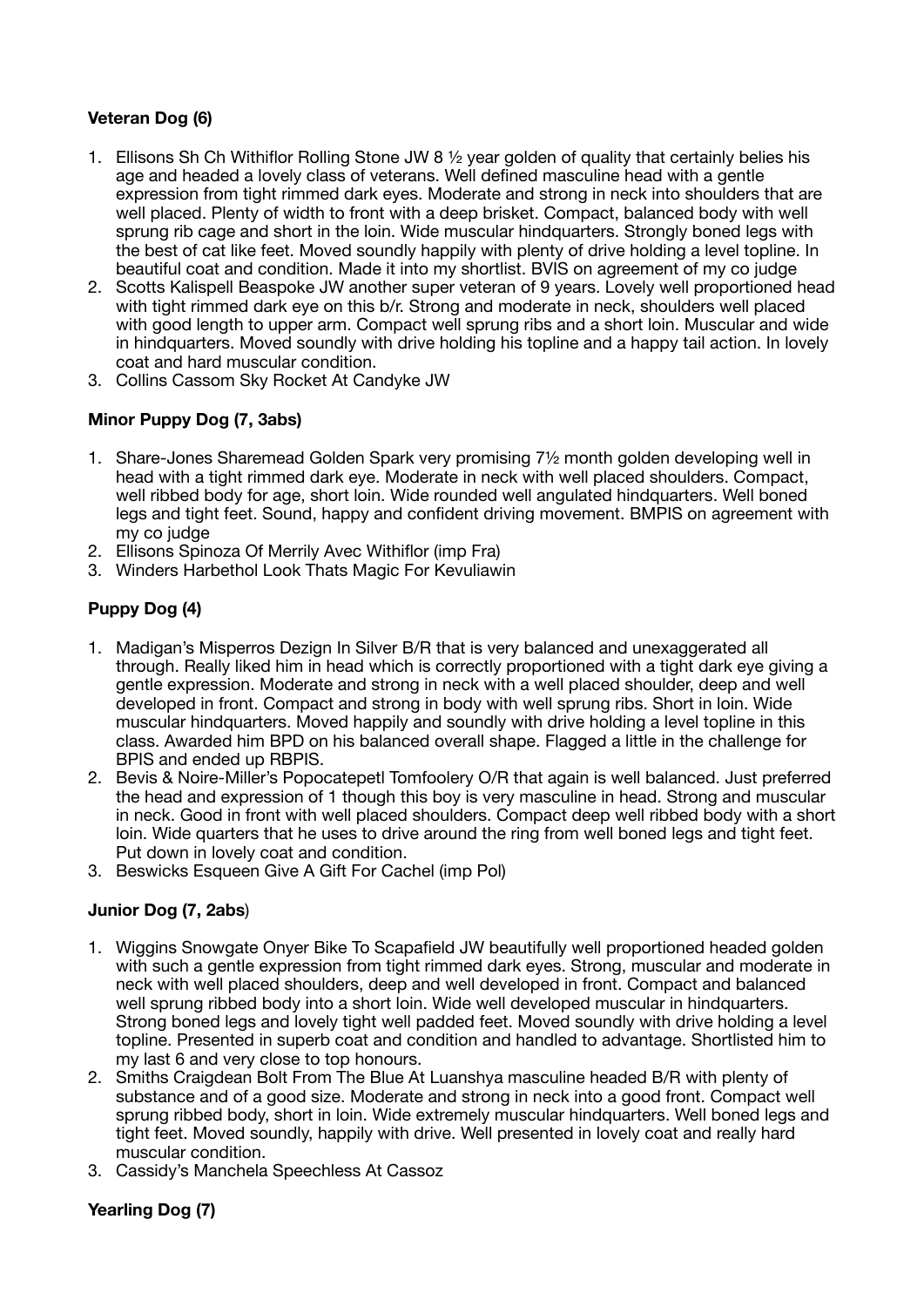**Veteran Dog (6)**

1. Ellisons Sh Ch Withiflor Rolling Stone JW 8 ½ year golden of quality that certainly belies his age and headed a lovely class of veterans. Well defined masculine head with a gentle expression from tight rimmed dark eyes. Moderate and strong in neck into shoulders that are well placed. Plenty of width to front with a deep brisket. Compact, balanced body with well sprung rib cage and short in the loin. Wide muscular hindquarters. Strongly boned legs with the best of cat like feet. Moved soundly happily with plenty of drive holding a level topline. In beautiful coat and condition. Made it into my shortlist. BVIS on agreement of my co judge
2. Scotts Kalispell Beaspoke JW another super veteran of 9 years. Lovely well proportioned head with tight rimmed dark eye on this b/r. Strong and moderate in neck, shoulders well placed with good length to upper arm. Compact well sprung ribs and a short loin. Muscular and wide in hindquarters. Moved soundly with drive holding his topline and a happy tail action. In lovely coat and hard muscular condition.
3. Collins Cassom Sky Rocket At Candyke JW

**Minor Puppy Dog (7, 3abs)**

1. Share-Jones Sharemead Golden Spark very promising 7½ month golden developing well in head with a tight rimmed dark eye. Moderate in neck with well placed shoulders. Compact, well ribbed body for age, short loin. Wide rounded well angulated hindquarters. Well boned legs and tight feet. Sound, happy and confident driving movement. BMPIS on agreement with my co judge
2. Ellisons Spinoza Of Merrily Avec Withiflor (imp Fra)
3. Winders Harbethol Look Thats Magic For Kevuliawin

**Puppy Dog (4)**

1. Madigan's Misperros Dezign In Silver B/R that is very balanced and unexaggerated all through. Really liked him in head which is correctly proportioned with a tight dark eye giving a gentle expression. Moderate and strong in neck with a well placed shoulder, deep and well developed in front. Compact and strong in body with well sprung ribs. Short in loin. Wide muscular hindquarters. Moved happily and soundly with drive holding a level topline in this class. Awarded him BPD on his balanced overall shape. Flagged a little in the challenge for BPIS and ended up RBPIS.
2. Bevis & Noire-Miller's Popocatepetl Tomfoolery O/R that again is well balanced. Just preferred the head and expression of 1 though this boy is very masculine in head. Strong and muscular in neck. Good in front with well placed shoulders. Compact deep well ribbed body with a short loin. Wide quarters that he uses to drive around the ring from well boned legs and tight feet. Put down in lovely coat and condition.
3. Beswicks Esqueen Give A Gift For Cachel (imp Pol)

**Junior Dog (7, 2abs**)

1. Wiggins Snowgate Onyer Bike To Scapafield JW beautifully well proportioned headed golden with such a gentle expression from tight rimmed dark eyes. Strong, muscular and moderate in neck with well placed shoulders, deep and well developed in front. Compact and balanced well sprung ribbed body into a short loin. Wide well developed muscular in hindquarters. Strong boned legs and lovely tight well padded feet. Moved soundly with drive holding a level topline. Presented in superb coat and condition and handled to advantage. Shortlisted him to my last 6 and very close to top honours.
2. Smiths Craigdean Bolt From The Blue At Luanshya masculine headed B/R with plenty of substance and of a good size. Moderate and strong in neck into a good front. Compact well sprung ribbed body, short in loin. Wide extremely muscular hindquarters. Well boned legs and tight feet. Moved soundly, happily with drive. Well presented in lovely coat and really hard muscular condition.
3. Cassidy's Manchela Speechless At Cassoz

**Yearling Dog (7)**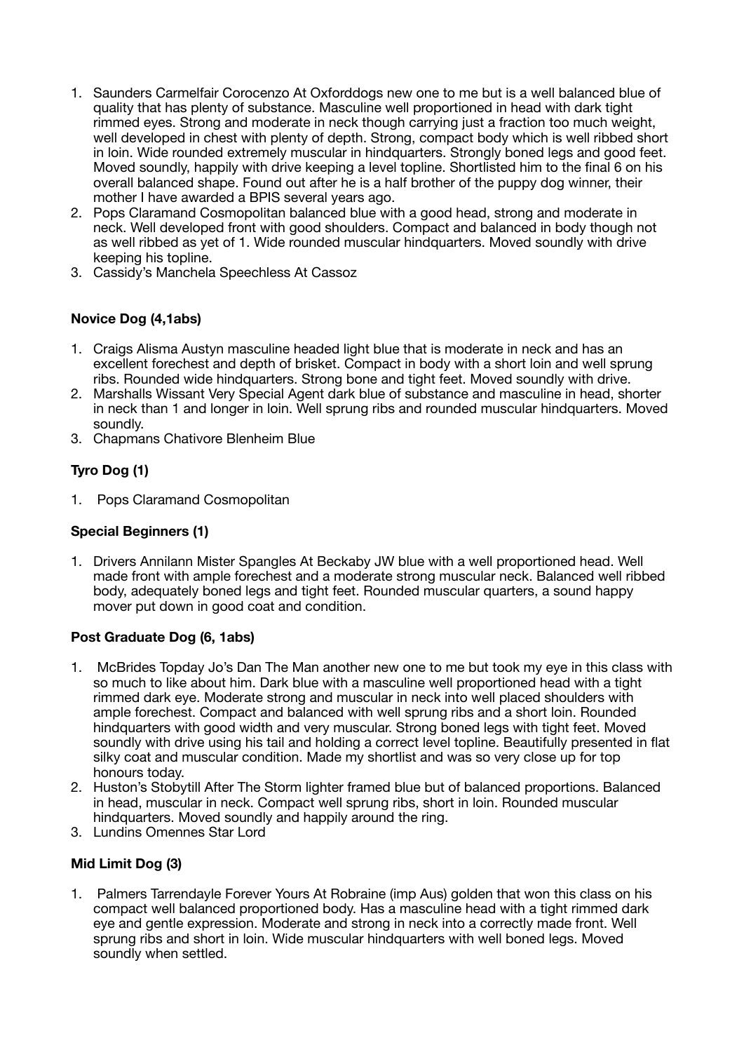1. Saunders Carmelfair Corocenzo At Oxforddogs new one to me but is a well balanced blue of quality that has plenty of substance. Masculine well proportioned in head with dark tight rimmed eyes. Strong and moderate in neck though carrying just a fraction too much weight, well developed in chest with plenty of depth. Strong, compact body which is well ribbed short in loin. Wide rounded extremely muscular in hindquarters. Strongly boned legs and good feet. Moved soundly, happily with drive keeping a level topline. Shortlisted him to the final 6 on his overall balanced shape. Found out after he is a half brother of the puppy dog winner, their mother I have awarded a BPIS several years ago.
2. Pops Claramand Cosmopolitan balanced blue with a good head, strong and moderate in neck. Well developed front with good shoulders. Compact and balanced in body though not as well ribbed as yet of 1. Wide rounded muscular hindquarters. Moved soundly with drive keeping his topline.
3. Cassidy's Manchela Speechless At Cassoz

**Novice Dog (4,1abs)**

1. Craigs Alisma Austyn masculine headed light blue that is moderate in neck and has an excellent forechest and depth of brisket. Compact in body with a short loin and well sprung ribs. Rounded wide hindquarters. Strong bone and tight feet. Moved soundly with drive.
2. Marshalls Wissant Very Special Agent dark blue of substance and masculine in head, shorter in neck than 1 and longer in loin. Well sprung ribs and rounded muscular hindquarters. Moved soundly.
3. Chapmans Chativore Blenheim Blue

**Tyro Dog (1)**

1. Pops Claramand Cosmopolitan

**Special Beginners (1)**

1. Drivers Annilann Mister Spangles At Beckaby JW blue with a well proportioned head. Well made front with ample forechest and a moderate strong muscular neck. Balanced well ribbed body, adequately boned legs and tight feet. Rounded muscular quarters, a sound happy mover put down in good coat and condition.

**Post Graduate Dog (6, 1abs)**

1. McBrides Topday Jo's Dan The Man another new one to me but took my eye in this class with so much to like about him. Dark blue with a masculine well proportioned head with a tight rimmed dark eye. Moderate strong and muscular in neck into well placed shoulders with ample forechest. Compact and balanced with well sprung ribs and a short loin. Rounded hindquarters with good width and very muscular. Strong boned legs with tight feet. Moved soundly with drive using his tail and holding a correct level topline. Beautifully presented in flat silky coat and muscular condition. Made my shortlist and was so very close up for top honours today.
2. Huston's Stobytill After The Storm lighter framed blue but of balanced proportions. Balanced in head, muscular in neck. Compact well sprung ribs, short in loin. Rounded muscular hindquarters. Moved soundly and happily around the ring.
3. Lundins Omennes Star Lord

**Mid Limit Dog (3)**

1. Palmers Tarrendayle Forever Yours At Robraine (imp Aus) golden that won this class on his compact well balanced proportioned body. Has a masculine head with a tight rimmed dark eye and gentle expression. Moderate and strong in neck into a correctly made front. Well sprung ribs and short in loin. Wide muscular hindquarters with well boned legs. Moved soundly when settled.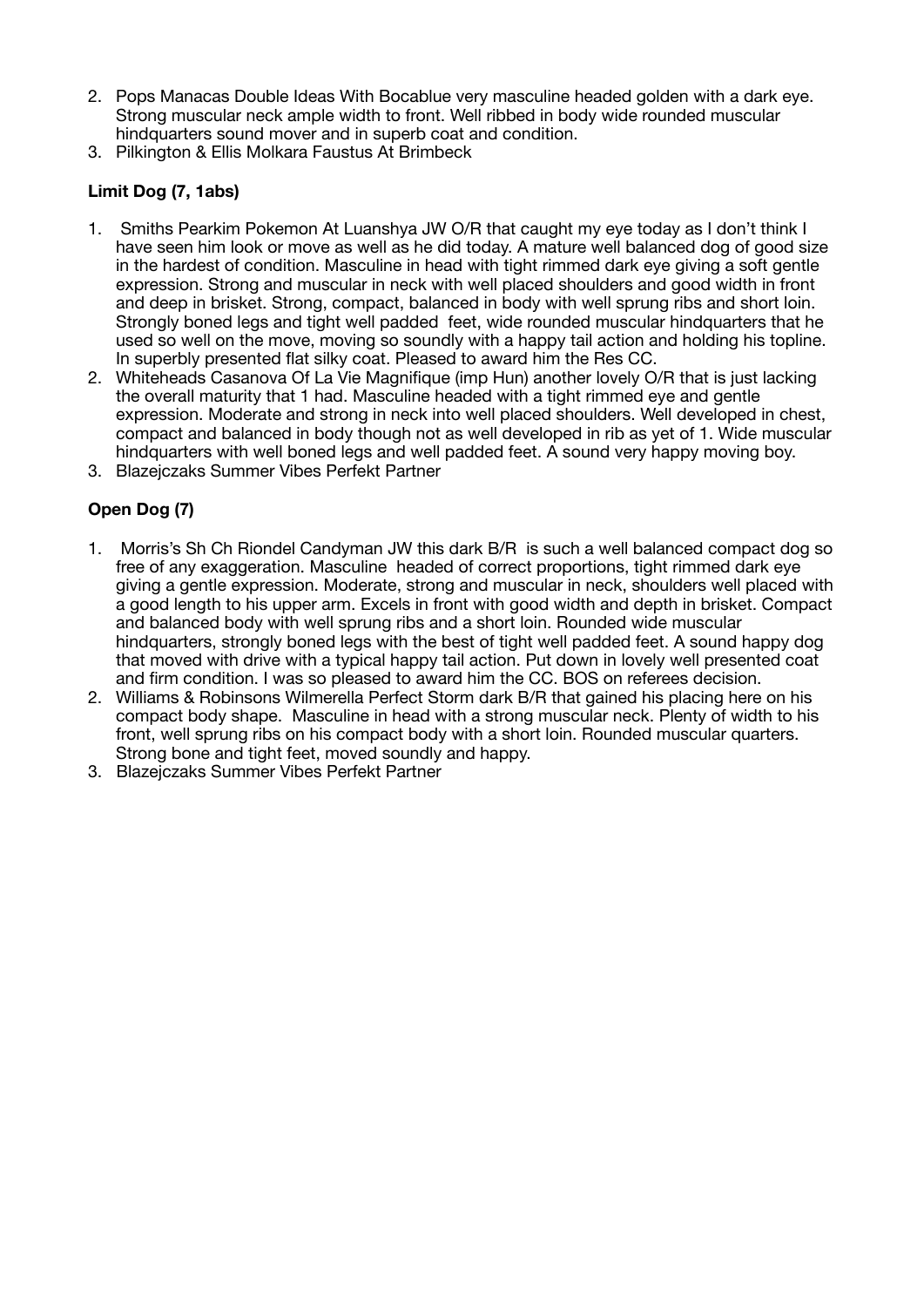2. Pops Manacas Double Ideas With Bocablue very masculine headed golden with a dark eye. Strong muscular neck ample width to front. Well ribbed in body wide rounded muscular hindquarters sound mover and in superb coat and condition.
3. Pilkington & Ellis Molkara Faustus At Brimbeck

**Limit Dog (7, 1abs)**

1. Smiths Pearkim Pokemon At Luanshya JW O/R that caught my eye today as I don't think I have seen him look or move as well as he did today. A mature well balanced dog of good size in the hardest of condition. Masculine in head with tight rimmed dark eye giving a soft gentle expression. Strong and muscular in neck with well placed shoulders and good width in front and deep in brisket. Strong, compact, balanced in body with well sprung ribs and short loin. Strongly boned legs and tight well padded feet, wide rounded muscular hindquarters that he used so well on the move, moving so soundly with a happy tail action and holding his topline. In superbly presented flat silky coat. Pleased to award him the Res CC.
2. Whiteheads Casanova Of La Vie Magnifique (imp Hun) another lovely O/R that is just lacking the overall maturity that 1 had. Masculine headed with a tight rimmed eye and gentle expression. Moderate and strong in neck into well placed shoulders. Well developed in chest, compact and balanced in body though not as well developed in rib as yet of 1. Wide muscular hindquarters with well boned legs and well padded feet. A sound very happy moving boy.
3. Blazejczaks Summer Vibes Perfekt Partner

**Open Dog (7)**

1. Morris's Sh Ch Riondel Candyman JW this dark B/R is such a well balanced compact dog so free of any exaggeration. Masculine headed of correct proportions, tight rimmed dark eye giving a gentle expression. Moderate, strong and muscular in neck, shoulders well placed with a good length to his upper arm. Excels in front with good width and depth in brisket. Compact and balanced body with well sprung ribs and a short loin. Rounded wide muscular hindquarters, strongly boned legs with the best of tight well padded feet. A sound happy dog that moved with drive with a typical happy tail action. Put down in lovely well presented coat and firm condition. I was so pleased to award him the CC. BOS on referees decision.
2. Williams & Robinsons Wilmerella Perfect Storm dark B/R that gained his placing here on his compact body shape. Masculine in head with a strong muscular neck. Plenty of width to his front, well sprung ribs on his compact body with a short loin. Rounded muscular quarters. Strong bone and tight feet, moved soundly and happy.
3. Blazejczaks Summer Vibes Perfekt Partner